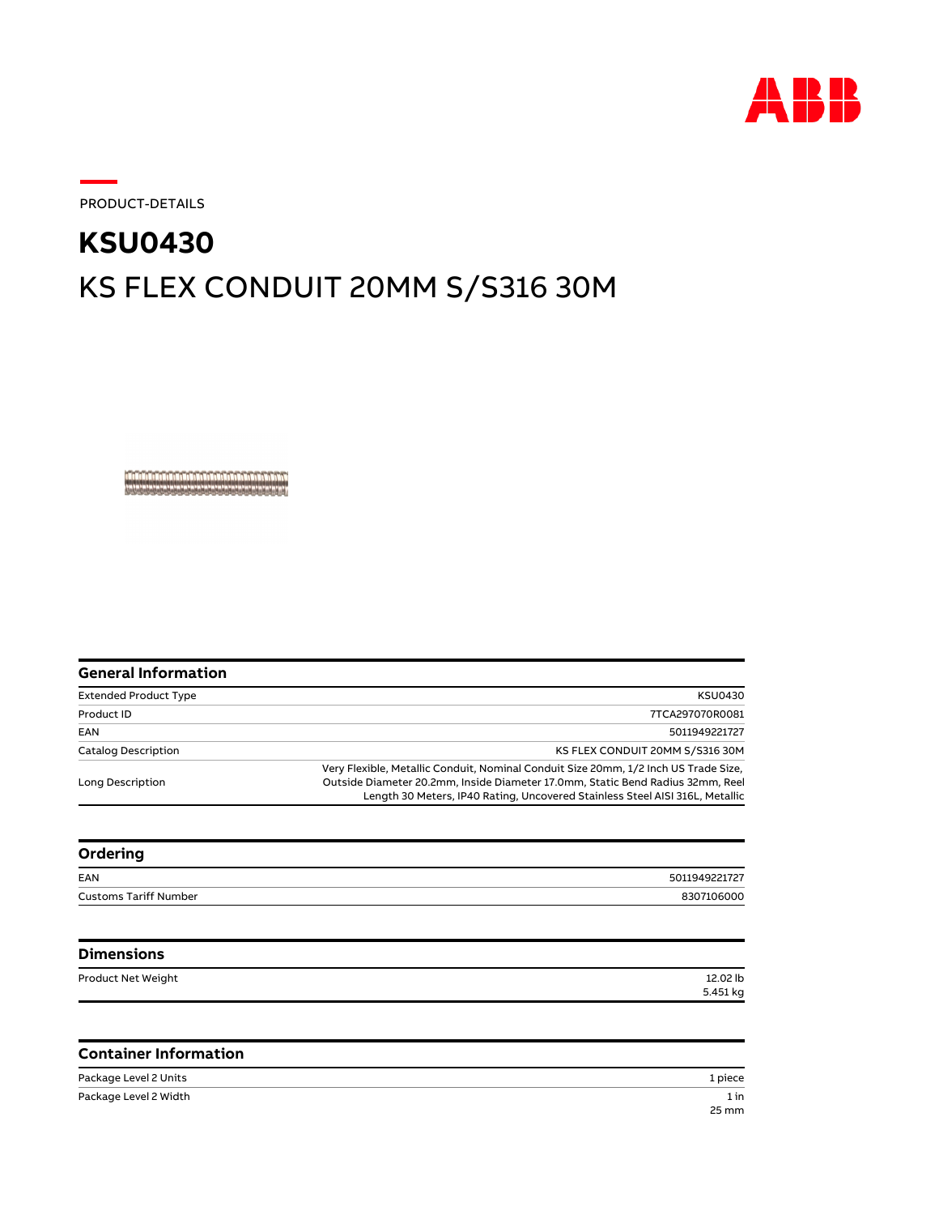PRODUCT-DETAILS

# KSU0430

## KS FLEX CONDUIT 20MM S/S316 30M

### General Information

| | |
|---|---|
| Extended Product Type | KSU0430 |
| Product ID | 7TCA297070R0081 |
| EAN | 5011949221727 |
| Catalog Description | KS FLEX CONDUIT 20MM S/S316 30M |
| Long Description | Very Flexible, Metallic Conduit, Nominal Conduit Size 20mm, 1/2 Inch US Trade Size, Outside Diameter 20.2mm, Inside Diameter 17.0mm, Static Bend Radius 32mm, Reel Length 30 Meters, IP40 Rating, Uncovered Stainless Steel AISI 316L, Metallic |

### Ordering

| | |
|---|---|
| EAN | 5011949221727 |
| Customs Tariff Number | 8307106000 |

### Dimensions

| | |
|---|---|
| Product Net Weight | 12.02 lb<br>5.451 kg |

### Container Information

| | |
|---|---|
| Package Level 2 Units | 1 piece |
| Package Level 2 Width | 1 in<br>25 mm |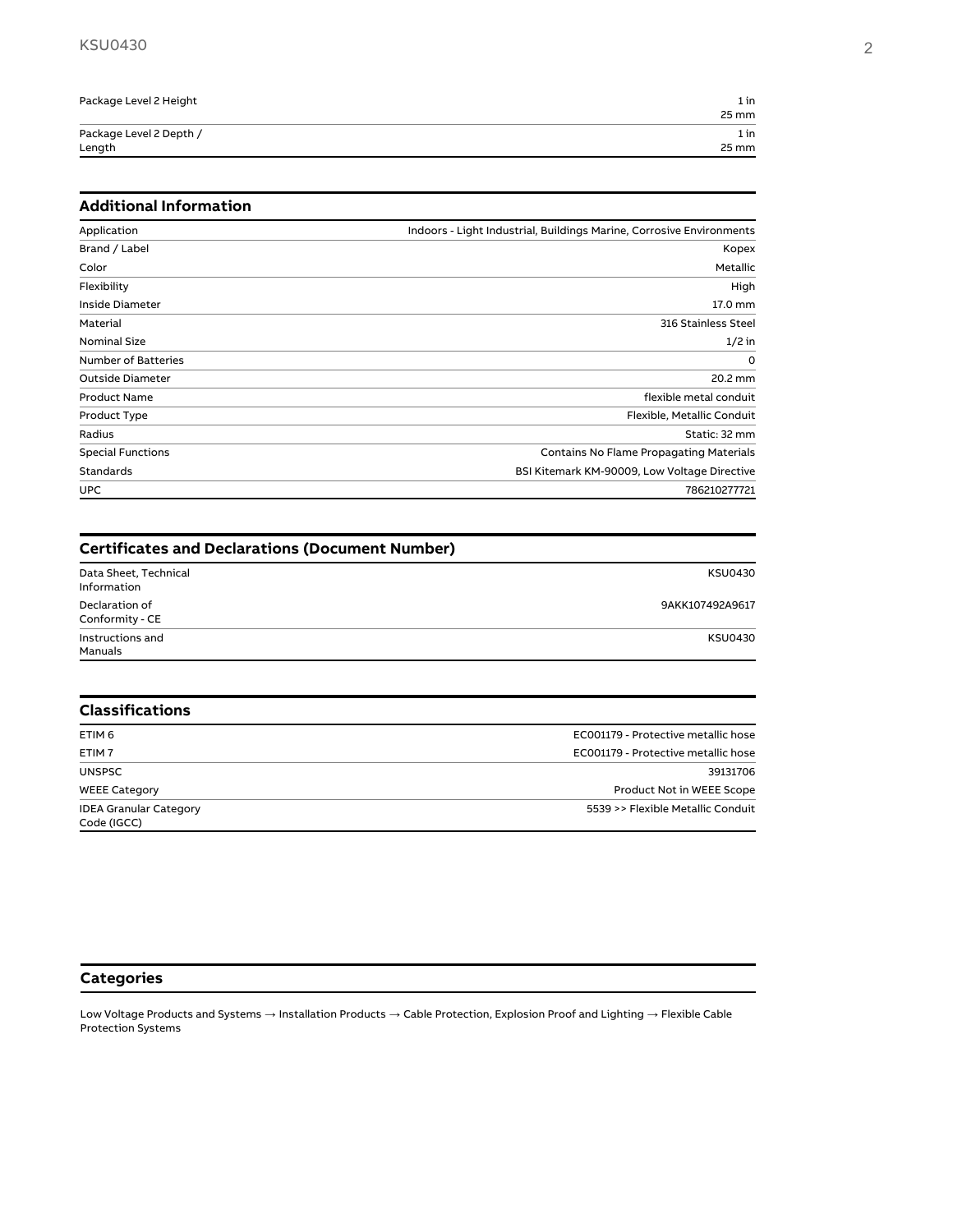| | |
|---|---|
| Package Level 2 Height | 1 in<br>25 mm |
| Package Level 2 Depth / Length | 1 in<br>25 mm |

## Additional Information

| | |
|---|---|
| Application | Indoors - Light Industrial, Buildings Marine, Corrosive Environments |
| Brand / Label | Kopex |
| Color | Metallic |
| Flexibility | High |
| Inside Diameter | 17.0 mm |
| Material | 316 Stainless Steel |
| Nominal Size | 1/2 in |
| Number of Batteries | 0 |
| Outside Diameter | 20.2 mm |
| Product Name | flexible metal conduit |
| Product Type | Flexible, Metallic Conduit |
| Radius | Static: 32 mm |
| Special Functions | Contains No Flame Propagating Materials |
| Standards | BSI Kitemark KM-90009, Low Voltage Directive |
| UPC | 786210277721 |

## Certificates and Declarations (Document Number)

| | |
|---|---|
| Data Sheet, Technical Information | KSU0430 |
| Declaration of Conformity - CE | 9AKK107492A9617 |
| Instructions and Manuals | KSU0430 |

## Classifications

| | |
|---|---|
| ETIM 6 | EC001179 - Protective metallic hose |
| ETIM 7 | EC001179 - Protective metallic hose |
| UNSPSC | 39131706 |
| WEEE Category | Product Not in WEEE Scope |
| IDEA Granular Category Code (IGCC) | 5539 >> Flexible Metallic Conduit |

## Categories

Low Voltage Products and Systems → Installation Products → Cable Protection, Explosion Proof and Lighting → Flexible Cable Protection Systems